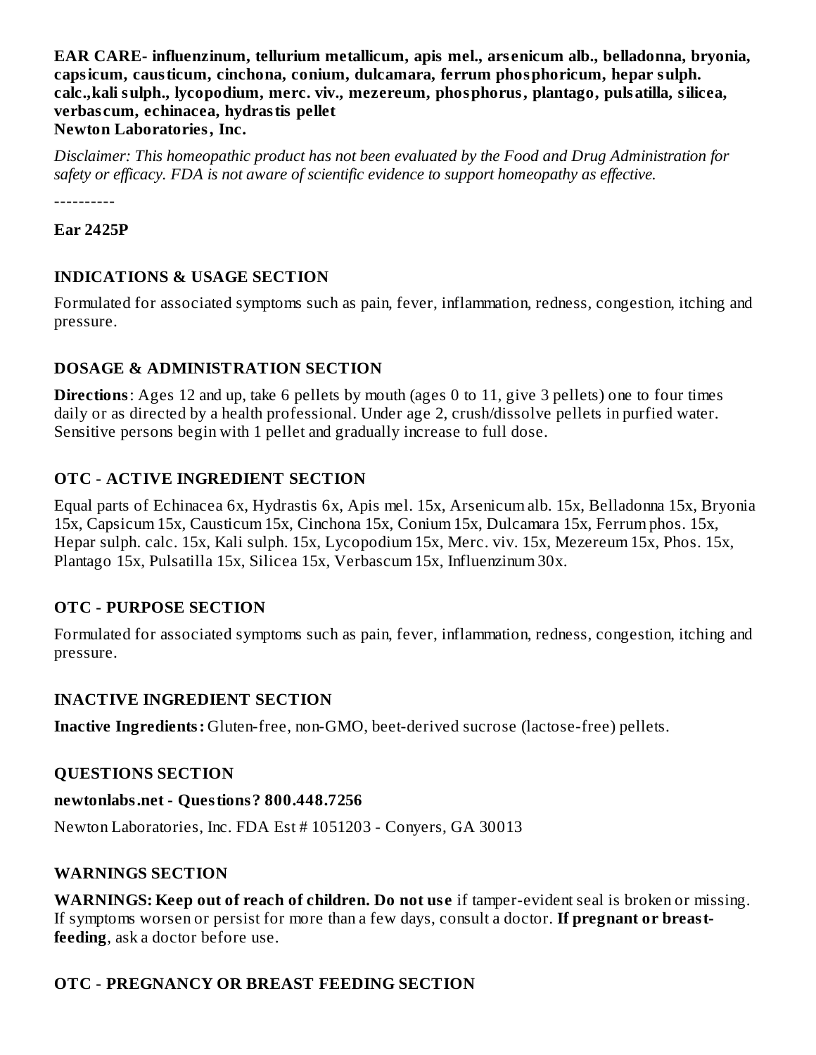**EAR CARE- influenzinum, tellurium metallicum, apis mel., arsenicum alb., belladonna, bryonia, capsicum, causticum, cinchona, conium, dulcamara, ferrum phosphoricum, hepar sulph. calc.,kali sulph., lycopodium, merc. viv., mezereum, phosphorus, plantago, pulsatilla, silicea, verbascum, echinacea, hydrastis pellet**
**Newton Laboratories, Inc.**

*Disclaimer: This homeopathic product has not been evaluated by the Food and Drug Administration for safety or efficacy. FDA is not aware of scientific evidence to support homeopathy as effective.*

----------

**Ear 2425P**

## INDICATIONS & USAGE SECTION

Formulated for associated symptoms such as pain, fever, inflammation, redness, congestion, itching and pressure.

## DOSAGE & ADMINISTRATION SECTION

**Directions**: Ages 12 and up, take 6 pellets by mouth (ages 0 to 11, give 3 pellets) one to four times daily or as directed by a health professional. Under age 2, crush/dissolve pellets in purfied water. Sensitive persons begin with 1 pellet and gradually increase to full dose.

## OTC - ACTIVE INGREDIENT SECTION

Equal parts of Echinacea 6x, Hydrastis 6x, Apis mel. 15x, Arsenicum alb. 15x, Belladonna 15x, Bryonia 15x, Capsicum 15x, Causticum 15x, Cinchona 15x, Conium 15x, Dulcamara 15x, Ferrum phos. 15x, Hepar sulph. calc. 15x, Kali sulph. 15x, Lycopodium 15x, Merc. viv. 15x, Mezereum 15x, Phos. 15x, Plantago 15x, Pulsatilla 15x, Silicea 15x, Verbascum 15x, Influenzinum 30x.

## OTC - PURPOSE SECTION

Formulated for associated symptoms such as pain, fever, inflammation, redness, congestion, itching and pressure.

## INACTIVE INGREDIENT SECTION

**Inactive Ingredients:** Gluten-free, non-GMO, beet-derived sucrose (lactose-free) pellets.

## QUESTIONS SECTION

**newtonlabs.net - Questions? 800.448.7256**

Newton Laboratories, Inc. FDA Est # 1051203 - Conyers, GA 30013

## WARNINGS SECTION

**WARNINGS: Keep out of reach of children. Do not use** if tamper-evident seal is broken or missing. If symptoms worsen or persist for more than a few days, consult a doctor. **If pregnant or breast-feeding**, ask a doctor before use.

## OTC - PREGNANCY OR BREAST FEEDING SECTION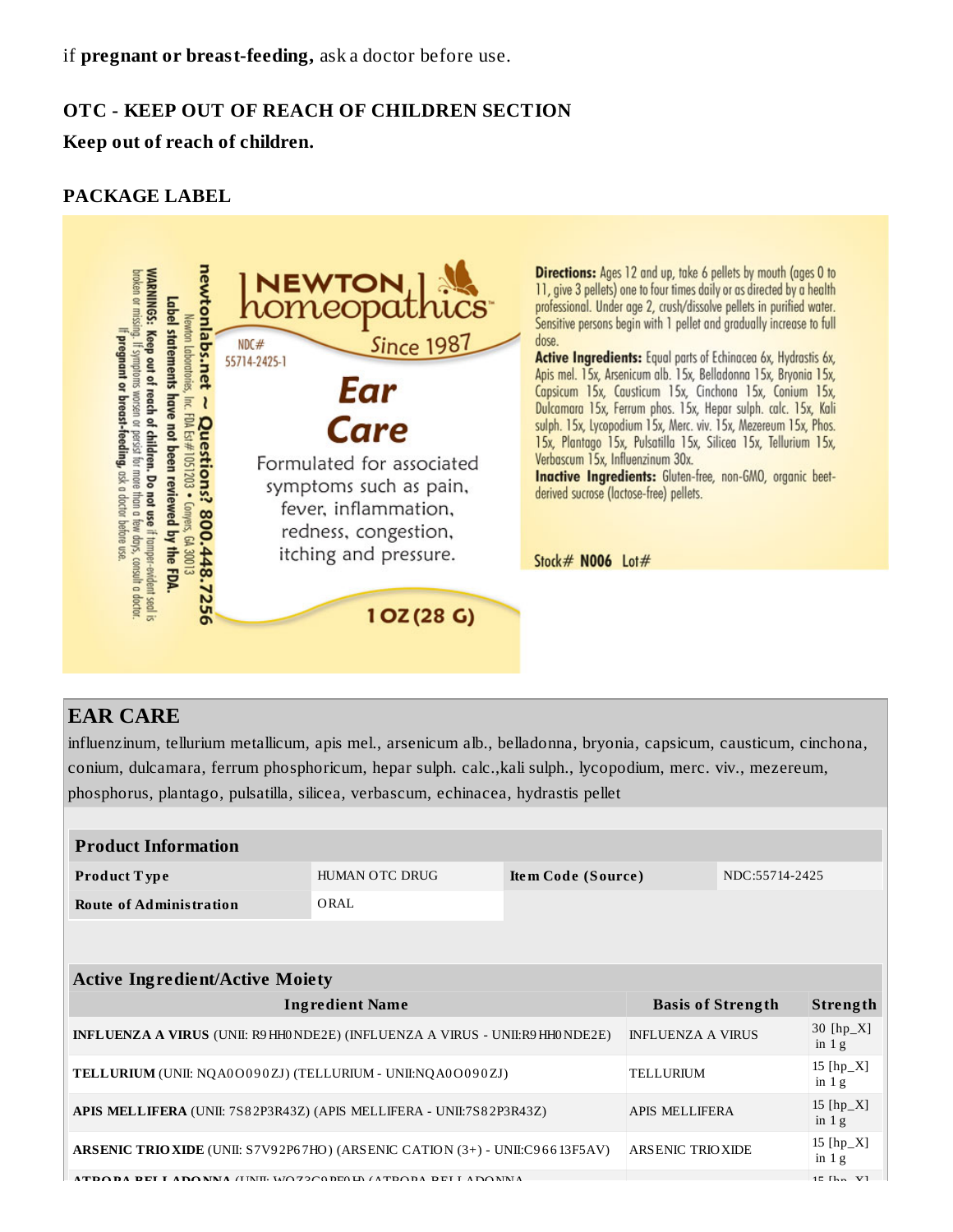if **pregnant or breast-feeding,** ask a doctor before use.

## OTC - KEEP OUT OF REACH OF CHILDREN SECTION

**Keep out of reach of children.**

## PACKAGE LABEL

newtonlabs.net ~ Questions? 800.448.7256

Newton Laboratories, Inc. FDA Est# 1051203 • Conyers, GA 30013

**Label statements have not been reviewed by the FDA.**

**WARNINGS: Keep out of reach of children. Do not use** if tamper-evident seal is broken or missing. If symptoms worsen or persist for more than a few days, consult a doctor. **If pregnant or breast-feeding,** ask a doctor before use.

NEWTON homeopathics Since 1987

NDC# 55714-2425-1

**Ear Care**

Formulated for associated symptoms such as pain, fever, inflammation, redness, congestion, itching and pressure.

1 OZ (28 G)

**Directions:** Ages 12 and up, take 6 pellets by mouth (ages 0 to 11, give 3 pellets) one to four times daily or as directed by a health professional. Under age 2, crush/dissolve pellets in purified water. Sensitive persons begin with 1 pellet and gradually increase to full dose.

**Active Ingredients:** Equal parts of Echinacea 6x, Hydrastis 6x, Apis mel. 15x, Arsenicum alb. 15x, Belladonna 15x, Bryonia 15x, Capsicum 15x, Causticum 15x, Cinchona 15x, Conium 15x, Dulcamara 15x, Ferrum phos. 15x, Hepar sulph. calc. 15x, Kali sulph. 15x, Lycopodium 15x, Merc. viv. 15x, Mezereum 15x, Phos. 15x, Plantago 15x, Pulsatilla 15x, Silicea 15x, Tellurium 15x, Verbascum 15x, Influenzinum 30x.

**Inactive Ingredients:** Gluten-free, non-GMO, organic beet-derived sucrose (lactose-free) pellets.

Stock# **N006** Lot#

## EAR CARE

influenzinum, tellurium metallicum, apis mel., arsenicum alb., belladonna, bryonia, capsicum, causticum, cinchona, conium, dulcamara, ferrum phosphoricum, hepar sulph. calc.,kali sulph., lycopodium, merc. viv., mezereum, phosphorus, plantago, pulsatilla, silicea, verbascum, echinacea, hydrastis pellet

| Product Information | | | |
|---|---|---|---|
| **Product Type** | HUMAN OTC DRUG | **Item Code (Source)** | NDC:55714-2425 |
| **Route of Administration** | ORAL | | |

| Active Ingredient/Active Moiety | | |
|---|---|---|
| **Ingredient Name** | **Basis of Strength** | **Strength** |
| **INFLUENZA A VIRUS** (UNII: R9HH0NDE2E) (INFLUENZA A VIRUS - UNII:R9HH0NDE2E) | INFLUENZA A VIRUS | 30 [hp_X] in 1 g |
| **TELLURIUM** (UNII: NQA0O090ZJ) (TELLURIUM - UNII:NQA0O090ZJ) | TELLURIUM | 15 [hp_X] in 1 g |
| **APIS MELLIFERA** (UNII: 7S82P3R43Z) (APIS MELLIFERA - UNII:7S82P3R43Z) | APIS MELLIFERA | 15 [hp_X] in 1 g |
| **ARSENIC TRIOXIDE** (UNII: S7V92P67HO) (ARSENIC CATION (3+) - UNII:C96613F5AV) | ARSENIC TRIOXIDE | 15 [hp_X] in 1 g |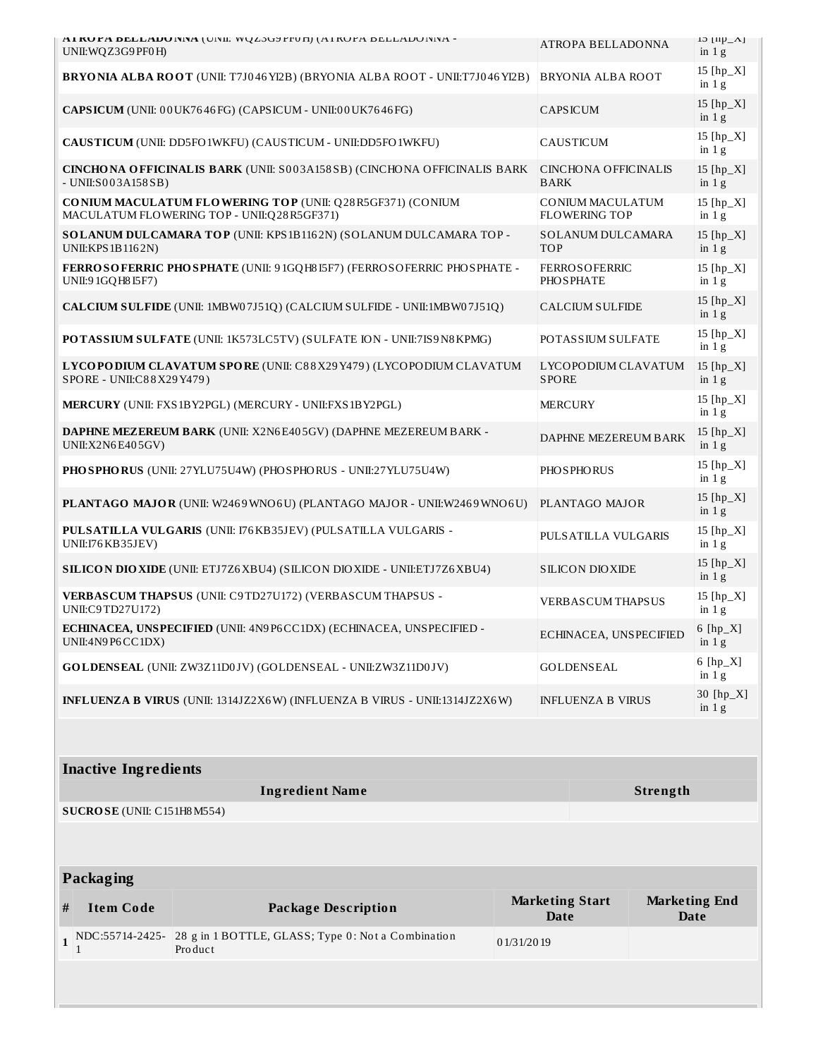| | | |
|---|---|---|
| **ATROPA BELLADONNA** (UNII: WQZ3G9PF0H) (ATROPA BELLADONNA - UNII:WQZ3G9PF0H) | ATROPA BELLADONNA | 15 [hp_X] in 1 g |
| **BRYONIA ALBA ROOT** (UNII: T7J046YI2B) (BRYONIA ALBA ROOT - UNII:T7J046YI2B) | BRYONIA ALBA ROOT | 15 [hp_X] in 1 g |
| **CAPSICUM** (UNII: 00UK7646FG) (CAPSICUM - UNII:00UK7646FG) | CAPSICUM | 15 [hp_X] in 1 g |
| **CAUSTICUM** (UNII: DD5FO1WKFU) (CAUSTICUM - UNII:DD5FO1WKFU) | CAUSTICUM | 15 [hp_X] in 1 g |
| **CINCHONA OFFICINALIS BARK** (UNII: S003A158SB) (CINCHONA OFFICINALIS BARK - UNII:S003A158SB) | CINCHONA OFFICINALIS BARK | 15 [hp_X] in 1 g |
| **CONIUM MACULATUM FLOWERING TOP** (UNII: Q28R5GF371) (CONIUM MACULATUM FLOWERING TOP - UNII:Q28R5GF371) | CONIUM MACULATUM FLOWERING TOP | 15 [hp_X] in 1 g |
| **SOLANUM DULCAMARA TOP** (UNII: KPS1B1162N) (SOLANUM DULCAMARA TOP - UNII:KPS1B1162N) | SOLANUM DULCAMARA TOP | 15 [hp_X] in 1 g |
| **FERROSOFERRIC PHOSPHATE** (UNII: 91GQH8I5F7) (FERROSOFERRIC PHOSPHATE - UNII:91GQH8I5F7) | FERROSOFERRIC PHOSPHATE | 15 [hp_X] in 1 g |
| **CALCIUM SULFIDE** (UNII: 1MBW07J51Q) (CALCIUM SULFIDE - UNII:1MBW07J51Q) | CALCIUM SULFIDE | 15 [hp_X] in 1 g |
| **POTASSIUM SULFATE** (UNII: 1K573LC5TV) (SULFATE ION - UNII:7IS9N8KPMG) | POTASSIUM SULFATE | 15 [hp_X] in 1 g |
| **LYCOPODIUM CLAVATUM SPORE** (UNII: C88X29Y479) (LYCOPODIUM CLAVATUM SPORE - UNII:C88X29Y479) | LYCOPODIUM CLAVATUM SPORE | 15 [hp_X] in 1 g |
| **MERCURY** (UNII: FXS1BY2PGL) (MERCURY - UNII:FXS1BY2PGL) | MERCURY | 15 [hp_X] in 1 g |
| **DAPHNE MEZEREUM BARK** (UNII: X2N6E405GV) (DAPHNE MEZEREUM BARK - UNII:X2N6E405GV) | DAPHNE MEZEREUM BARK | 15 [hp_X] in 1 g |
| **PHOSPHORUS** (UNII: 27YLU75U4W) (PHOSPHORUS - UNII:27YLU75U4W) | PHOSPHORUS | 15 [hp_X] in 1 g |
| **PLANTAGO MAJOR** (UNII: W2469WNO6U) (PLANTAGO MAJOR - UNII:W2469WNO6U) | PLANTAGO MAJOR | 15 [hp_X] in 1 g |
| **PULSATILLA VULGARIS** (UNII: I76KB35JEV) (PULSATILLA VULGARIS - UNII:I76KB35JEV) | PULSATILLA VULGARIS | 15 [hp_X] in 1 g |
| **SILICON DIOXIDE** (UNII: ETJ7Z6XBU4) (SILICON DIOXIDE - UNII:ETJ7Z6XBU4) | SILICON DIOXIDE | 15 [hp_X] in 1 g |
| **VERBASCUM THAPSUS** (UNII: C9TD27U172) (VERBASCUM THAPSUS - UNII:C9TD27U172) | VERBASCUM THAPSUS | 15 [hp_X] in 1 g |
| **ECHINACEA, UNSPECIFIED** (UNII: 4N9P6CC1DX) (ECHINACEA, UNSPECIFIED - UNII:4N9P6CC1DX) | ECHINACEA, UNSPECIFIED | 6 [hp_X] in 1 g |
| **GOLDENSEAL** (UNII: ZW3Z11D0JV) (GOLDENSEAL - UNII:ZW3Z11D0JV) | GOLDENSEAL | 6 [hp_X] in 1 g |
| **INFLUENZA B VIRUS** (UNII: 1314JZ2X6W) (INFLUENZA B VIRUS - UNII:1314JZ2X6W) | INFLUENZA B VIRUS | 30 [hp_X] in 1 g |

**Inactive Ingredients**

| Ingredient Name | Strength |
|---|---|
| **SUCROSE** (UNII: C151H8M554) | |

**Packaging**

| # | Item Code | Package Description | Marketing Start Date | Marketing End Date |
|---|---|---|---|---|
| 1 | NDC:55714-2425-1 | 28 g in 1 BOTTLE, GLASS; Type 0: Not a Combination Product | 01/31/2019 | |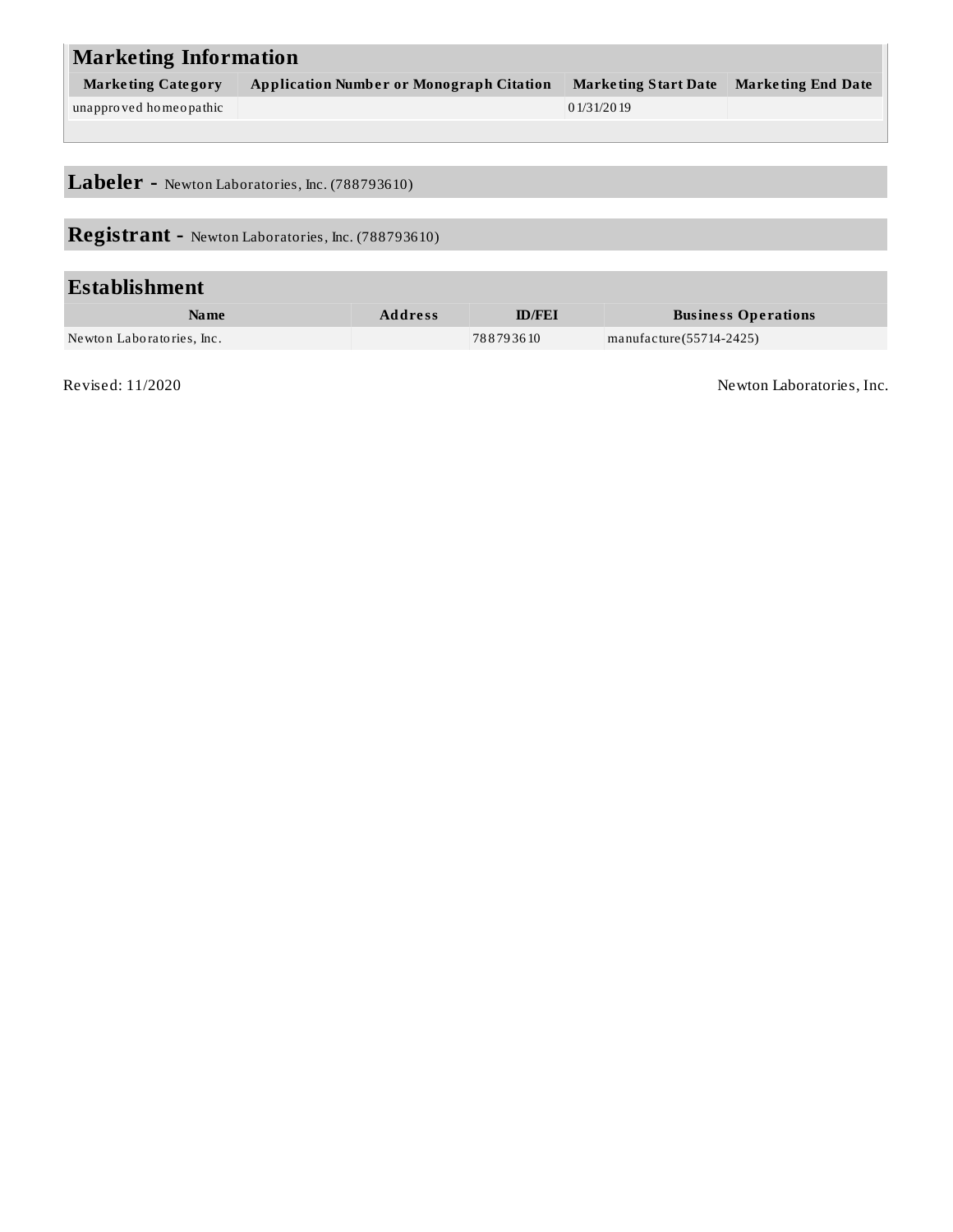## Marketing Information

| Marketing Category | Application Number or Monograph Citation | Marketing Start Date | Marketing End Date |
|---|---|---|---|
| unapproved homeopathic | | 01/31/2019 | |

## Labeler - Newton Laboratories, Inc. (788793610)

## Registrant - Newton Laboratories, Inc. (788793610)

## Establishment

| Name | Address | ID/FEI | Business Operations |
|---|---|---|---|
| Newton Laboratories, Inc. | | 788793610 | manufacture(55714-2425) |

Revised: 11/2020

Newton Laboratories, Inc.